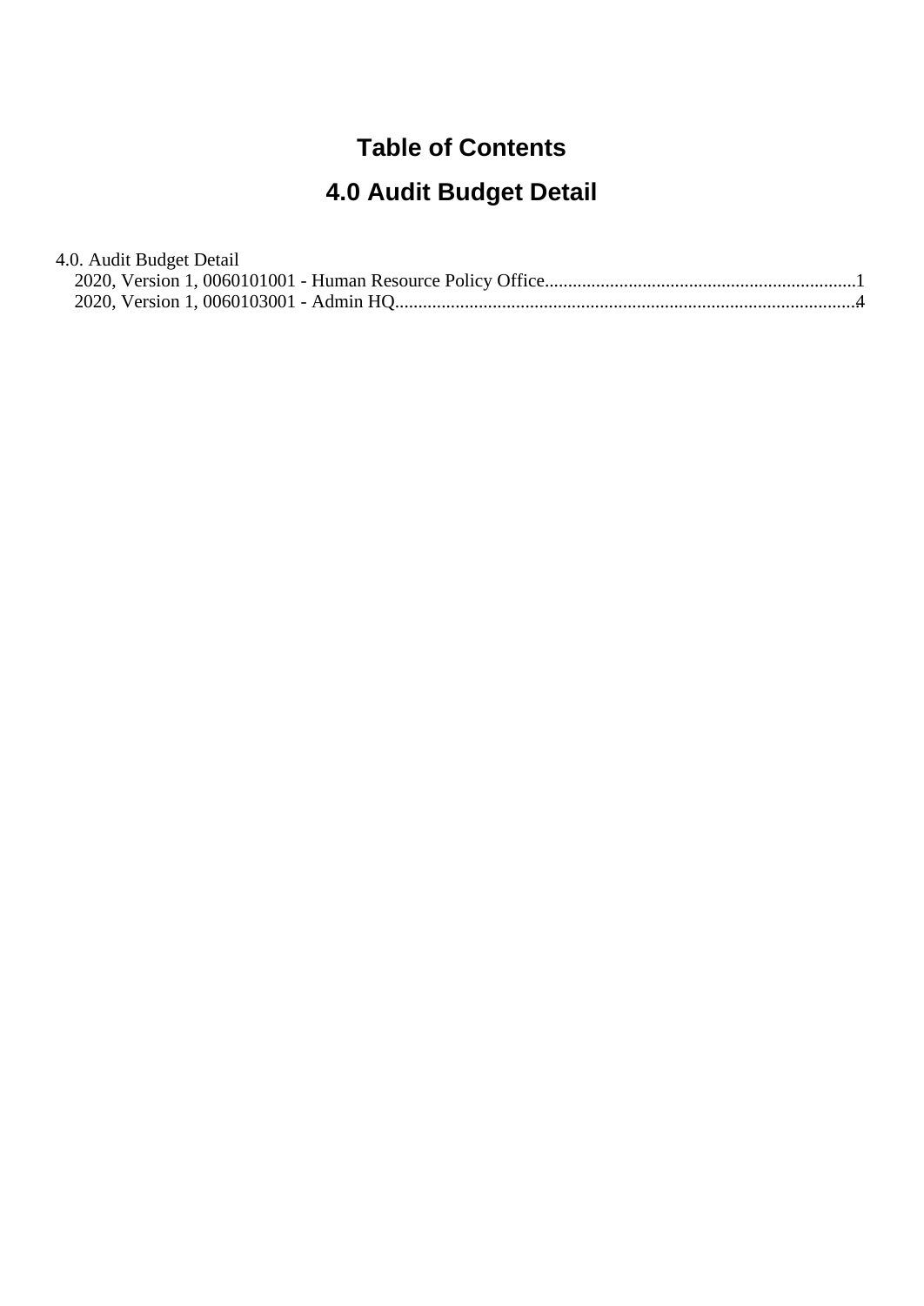# Table of Contents

## 4.0 Audit Budget Detail

4.0. Audit Budget Detail

- 2020, Version 1, 0060101001 - Human Resource Policy Office....................1
- 2020, Version 1, 0060103001 - Admin HQ....................4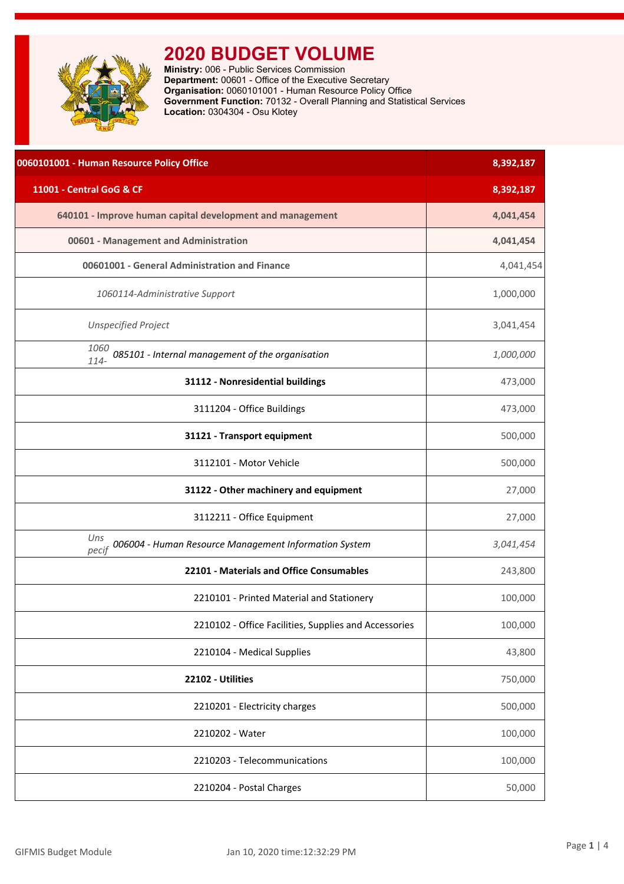# 2020 BUDGET VOLUME

**Ministry:** 006 - Public Services Commission
**Department:** 00601 - Office of the Executive Secretary
**Organisation:** 0060101001 - Human Resource Policy Office
**Government Function:** 70132 - Overall Planning and Statistical Services
**Location:** 0304304 - Osu Klotey

| | |
|---|---|
| **0060101001 - Human Resource Policy Office** | **8,392,187** |
| **11001 - Central GoG & CF** | **8,392,187** |
| **640101 - Improve human capital development and management** | **4,041,454** |
| **00601 - Management and Administration** | **4,041,454** |
| **00601001 - General Administration and Finance** | 4,041,454 |
| *1060114-Administrative Support* | 1,000,000 |
| *Unspecified Project* | 3,041,454 |
| *1060 114- 085101 - Internal management of the organisation* | *1,000,000* |
| **31112 - Nonresidential buildings** | 473,000 |
| 3111204 - Office Buildings | 473,000 |
| **31121 - Transport equipment** | 500,000 |
| 3112101 - Motor Vehicle | 500,000 |
| **31122 - Other machinery and equipment** | 27,000 |
| 3112211 - Office Equipment | 27,000 |
| *Uns pecif 006004 - Human Resource Management Information System* | *3,041,454* |
| **22101 - Materials and Office Consumables** | 243,800 |
| 2210101 - Printed Material and Stationery | 100,000 |
| 2210102 - Office Facilities, Supplies and Accessories | 100,000 |
| 2210104 - Medical Supplies | 43,800 |
| **22102 - Utilities** | 750,000 |
| 2210201 - Electricity charges | 500,000 |
| 2210202 - Water | 100,000 |
| 2210203 - Telecommunications | 100,000 |
| 2210204 - Postal Charges | 50,000 |

GIFMIS Budget Module Jan 10, 2020 time:12:32:29 PM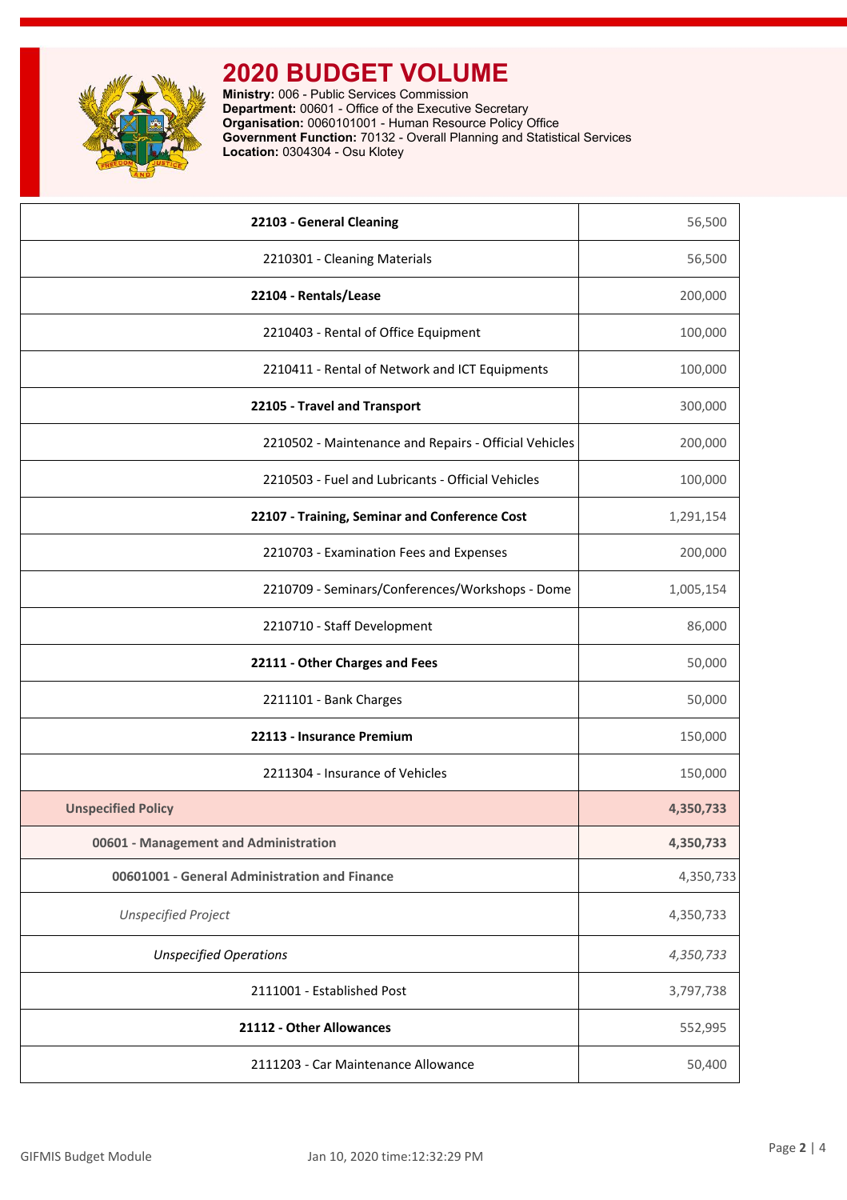# 2020 BUDGET VOLUME

**Ministry:** 006 - Public Services Commission
**Department:** 00601 - Office of the Executive Secretary
**Organisation:** 0060101001 - Human Resource Policy Office
**Government Function:** 70132 - Overall Planning and Statistical Services
**Location:** 0304304 - Osu Klotey

| | |
|---|---|
| **22103 - General Cleaning** | 56,500 |
| 2210301 - Cleaning Materials | 56,500 |
| **22104 - Rentals/Lease** | 200,000 |
| 2210403 - Rental of Office Equipment | 100,000 |
| 2210411 - Rental of Network and ICT Equipments | 100,000 |
| **22105 - Travel and Transport** | 300,000 |
| 2210502 - Maintenance and Repairs - Official Vehicles | 200,000 |
| 2210503 - Fuel and Lubricants - Official Vehicles | 100,000 |
| **22107 - Training, Seminar and Conference Cost** | 1,291,154 |
| 2210703 - Examination Fees and Expenses | 200,000 |
| 2210709 - Seminars/Conferences/Workshops - Dome | 1,005,154 |
| 2210710 - Staff Development | 86,000 |
| **22111 - Other Charges and Fees** | 50,000 |
| 2211101 - Bank Charges | 50,000 |
| **22113 - Insurance Premium** | 150,000 |
| 2211304 - Insurance of Vehicles | 150,000 |
| **Unspecified Policy** | **4,350,733** |
| **00601 - Management and Administration** | **4,350,733** |
| **00601001 - General Administration and Finance** | 4,350,733 |
| *Unspecified Project* | 4,350,733 |
| *Unspecified Operations* | *4,350,733* |
| 2111001 - Established Post | 3,797,738 |
| **21112 - Other Allowances** | 552,995 |
| 2111203 - Car Maintenance Allowance | 50,400 |

GIFMIS Budget Module    Jan 10, 2020 time:12:32:29 PM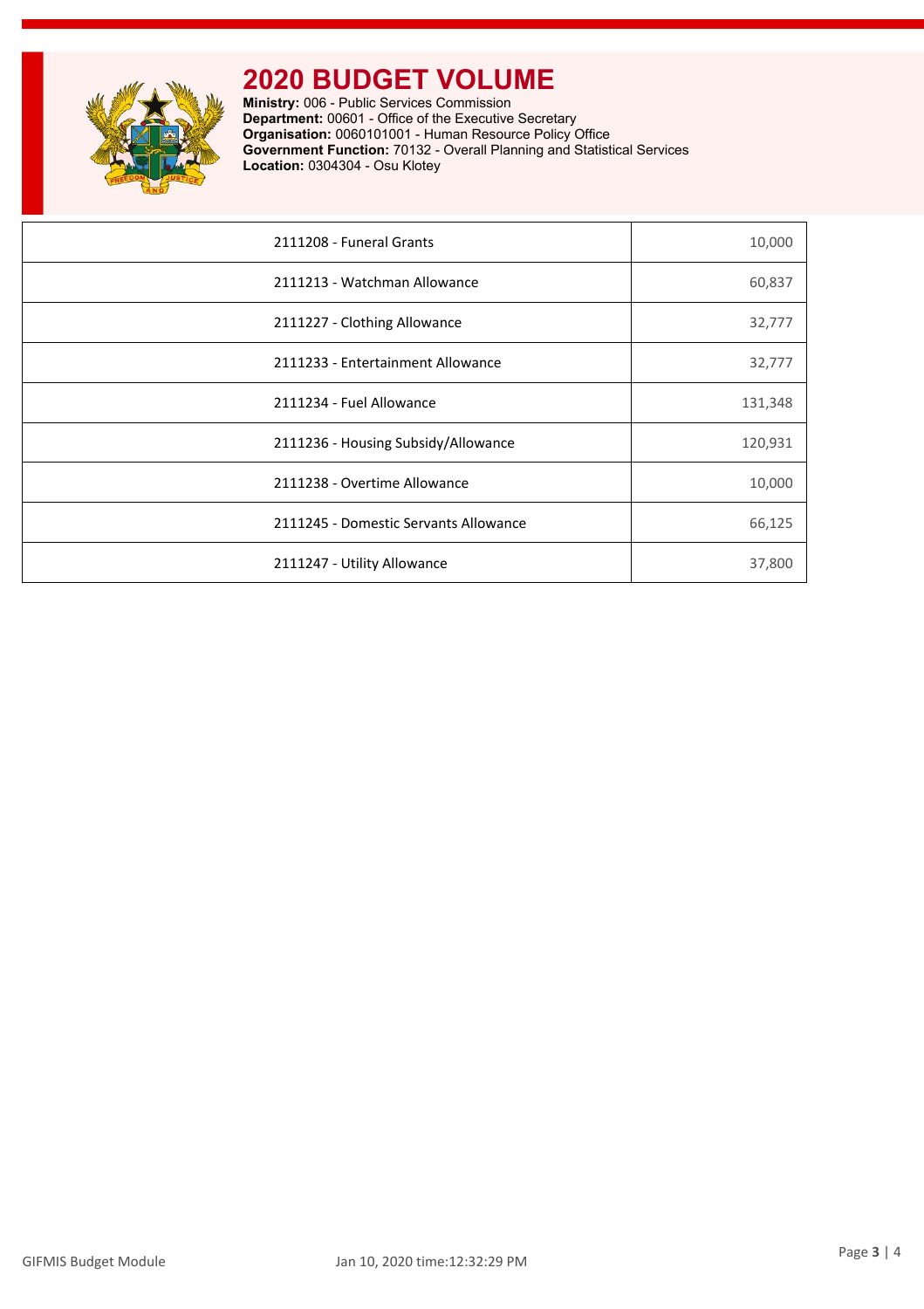# 2020 BUDGET VOLUME

**Ministry:** 006 - Public Services Commission
**Department:** 00601 - Office of the Executive Secretary
**Organisation:** 0060101001 - Human Resource Policy Office
**Government Function:** 70132 - Overall Planning and Statistical Services
**Location:** 0304304 - Osu Klotey

| | |
|---|---|
| 2111208 - Funeral Grants | 10,000 |
| 2111213 - Watchman Allowance | 60,837 |
| 2111227 - Clothing Allowance | 32,777 |
| 2111233 - Entertainment Allowance | 32,777 |
| 2111234 - Fuel Allowance | 131,348 |
| 2111236 - Housing Subsidy/Allowance | 120,931 |
| 2111238 - Overtime Allowance | 10,000 |
| 2111245 - Domestic Servants Allowance | 66,125 |
| 2111247 - Utility Allowance | 37,800 |

GIFMIS Budget Module    Jan 10, 2020 time:12:32:29 PM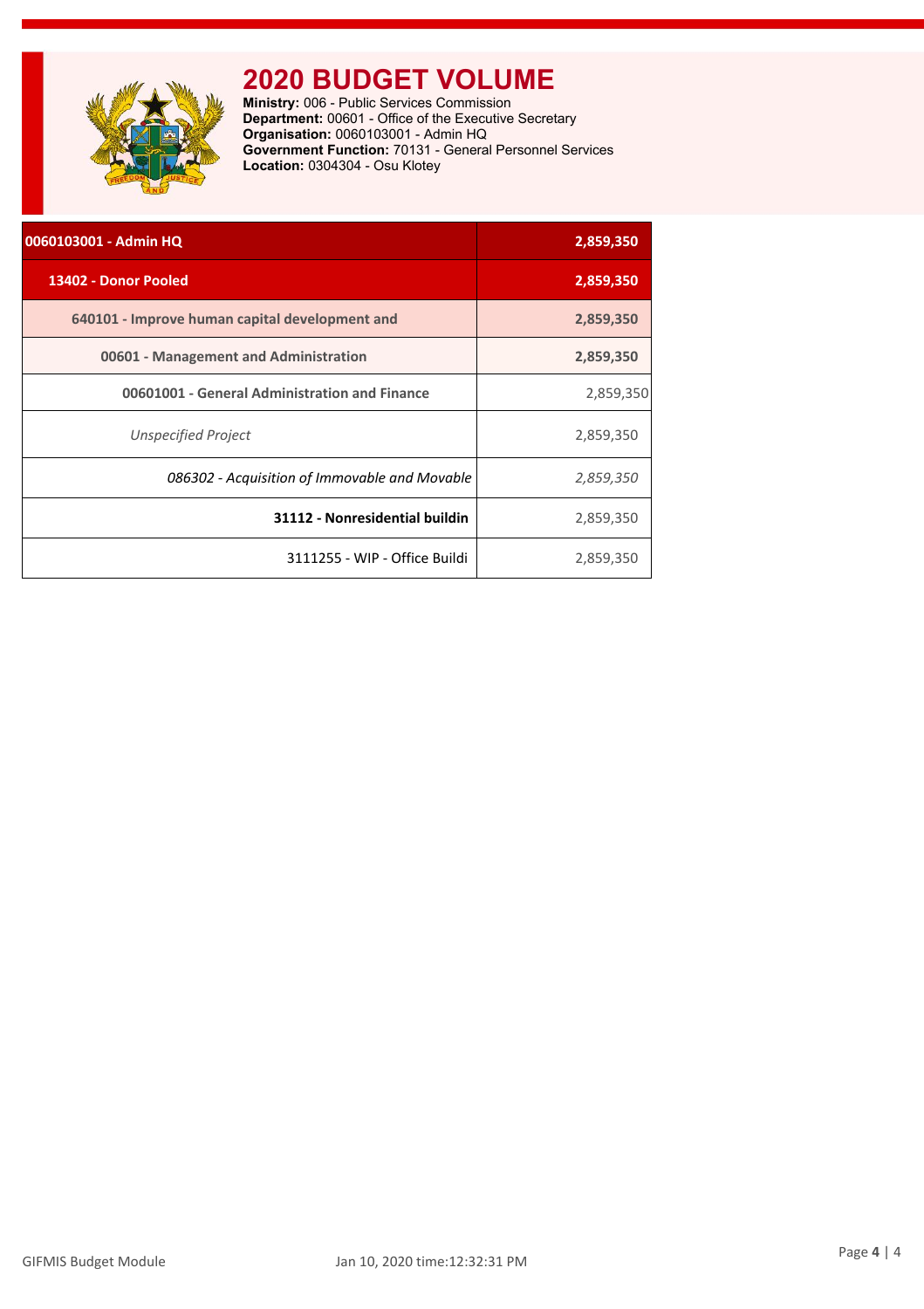# 2020 BUDGET VOLUME

**Ministry:** 006 - Public Services Commission
**Department:** 00601 - Office of the Executive Secretary
**Organisation:** 0060103001 - Admin HQ
**Government Function:** 70131 - General Personnel Services
**Location:** 0304304 - Osu Klotey

| | |
|---|---|
| **0060103001 - Admin HQ** | **2,859,350** |
| **13402 - Donor Pooled** | **2,859,350** |
| **640101 - Improve human capital development and** | **2,859,350** |
| **00601 - Management and Administration** | **2,859,350** |
| **00601001 - General Administration and Finance** | 2,859,350 |
| *Unspecified Project* | 2,859,350 |
| *086302 - Acquisition of Immovable and Movable* | *2,859,350* |
| **31112 - Nonresidential buildin** | 2,859,350 |
| 3111255 - WIP - Office Buildi | 2,859,350 |

GIFMIS Budget Module Jan 10, 2020 time:12:32:31 PM